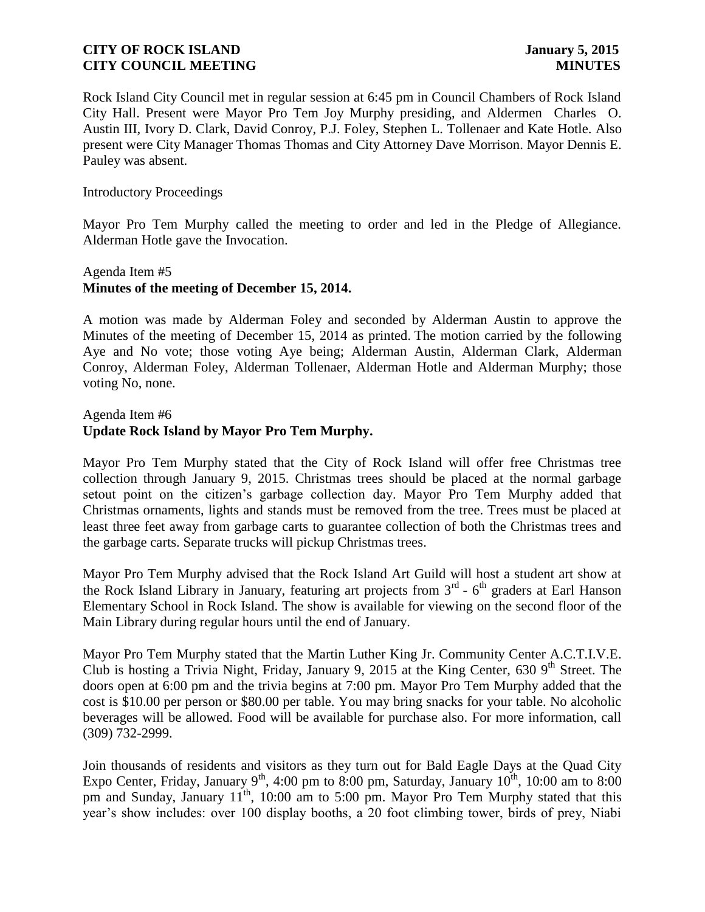Rock Island City Council met in regular session at 6:45 pm in Council Chambers of Rock Island City Hall. Present were Mayor Pro Tem Joy Murphy presiding, and Aldermen Charles O. Austin III, Ivory D. Clark, David Conroy, P.J. Foley, Stephen L. Tollenaer and Kate Hotle. Also present were City Manager Thomas Thomas and City Attorney Dave Morrison. Mayor Dennis E. Pauley was absent.

Introductory Proceedings

Mayor Pro Tem Murphy called the meeting to order and led in the Pledge of Allegiance. Alderman Hotle gave the Invocation.

Agenda Item #5
**Minutes of the meeting of December 15, 2014.**

A motion was made by Alderman Foley and seconded by Alderman Austin to approve the Minutes of the meeting of December 15, 2014 as printed. The motion carried by the following Aye and No vote; those voting Aye being; Alderman Austin, Alderman Clark, Alderman Conroy, Alderman Foley, Alderman Tollenaer, Alderman Hotle and Alderman Murphy; those voting No, none.

Agenda Item #6
**Update Rock Island by Mayor Pro Tem Murphy.**

Mayor Pro Tem Murphy stated that the City of Rock Island will offer free Christmas tree collection through January 9, 2015. Christmas trees should be placed at the normal garbage setout point on the citizen's garbage collection day. Mayor Pro Tem Murphy added that Christmas ornaments, lights and stands must be removed from the tree. Trees must be placed at least three feet away from garbage carts to guarantee collection of both the Christmas trees and the garbage carts. Separate trucks will pickup Christmas trees.

Mayor Pro Tem Murphy advised that the Rock Island Art Guild will host a student art show at the Rock Island Library in January, featuring art projects from 3rd - 6th graders at Earl Hanson Elementary School in Rock Island. The show is available for viewing on the second floor of the Main Library during regular hours until the end of January.

Mayor Pro Tem Murphy stated that the Martin Luther King Jr. Community Center A.C.T.I.V.E. Club is hosting a Trivia Night, Friday, January 9, 2015 at the King Center, 630 9th Street. The doors open at 6:00 pm and the trivia begins at 7:00 pm. Mayor Pro Tem Murphy added that the cost is $10.00 per person or $80.00 per table. You may bring snacks for your table. No alcoholic beverages will be allowed. Food will be available for purchase also. For more information, call (309) 732-2999.

Join thousands of residents and visitors as they turn out for Bald Eagle Days at the Quad City Expo Center, Friday, January 9th, 4:00 pm to 8:00 pm, Saturday, January 10th, 10:00 am to 8:00 pm and Sunday, January 11th, 10:00 am to 5:00 pm. Mayor Pro Tem Murphy stated that this year's show includes: over 100 display booths, a 20 foot climbing tower, birds of prey, Niabi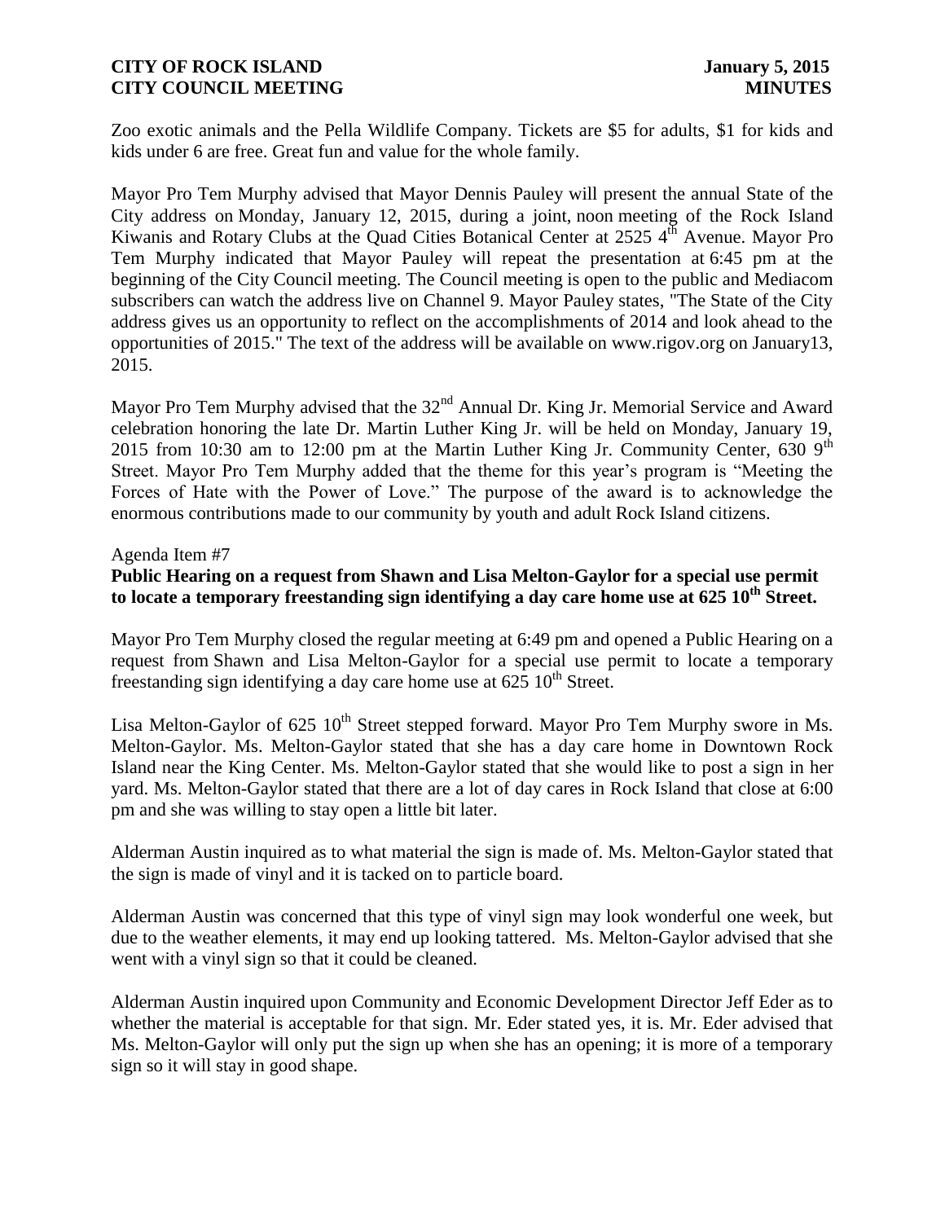Zoo exotic animals and the Pella Wildlife Company. Tickets are $5 for adults, $1 for kids and kids under 6 are free. Great fun and value for the whole family.

Mayor Pro Tem Murphy advised that Mayor Dennis Pauley will present the annual State of the City address on Monday, January 12, 2015, during a joint, noon meeting of the Rock Island Kiwanis and Rotary Clubs at the Quad Cities Botanical Center at 2525 4th Avenue. Mayor Pro Tem Murphy indicated that Mayor Pauley will repeat the presentation at 6:45 pm at the beginning of the City Council meeting. The Council meeting is open to the public and Mediacom subscribers can watch the address live on Channel 9. Mayor Pauley states, "The State of the City address gives us an opportunity to reflect on the accomplishments of 2014 and look ahead to the opportunities of 2015." The text of the address will be available on www.rigov.org on January13, 2015.

Mayor Pro Tem Murphy advised that the 32nd Annual Dr. King Jr. Memorial Service and Award celebration honoring the late Dr. Martin Luther King Jr. will be held on Monday, January 19, 2015 from 10:30 am to 12:00 pm at the Martin Luther King Jr. Community Center, 630 9th Street. Mayor Pro Tem Murphy added that the theme for this year's program is "Meeting the Forces of Hate with the Power of Love." The purpose of the award is to acknowledge the enormous contributions made to our community by youth and adult Rock Island citizens.

Agenda Item #7

**Public Hearing on a request from Shawn and Lisa Melton-Gaylor for a special use permit to locate a temporary freestanding sign identifying a day care home use at 625 10th Street.**

Mayor Pro Tem Murphy closed the regular meeting at 6:49 pm and opened a Public Hearing on a request from Shawn and Lisa Melton-Gaylor for a special use permit to locate a temporary freestanding sign identifying a day care home use at 625 10th Street.

Lisa Melton-Gaylor of 625 10th Street stepped forward. Mayor Pro Tem Murphy swore in Ms. Melton-Gaylor. Ms. Melton-Gaylor stated that she has a day care home in Downtown Rock Island near the King Center. Ms. Melton-Gaylor stated that she would like to post a sign in her yard. Ms. Melton-Gaylor stated that there are a lot of day cares in Rock Island that close at 6:00 pm and she was willing to stay open a little bit later.

Alderman Austin inquired as to what material the sign is made of. Ms. Melton-Gaylor stated that the sign is made of vinyl and it is tacked on to particle board.

Alderman Austin was concerned that this type of vinyl sign may look wonderful one week, but due to the weather elements, it may end up looking tattered. Ms. Melton-Gaylor advised that she went with a vinyl sign so that it could be cleaned.

Alderman Austin inquired upon Community and Economic Development Director Jeff Eder as to whether the material is acceptable for that sign. Mr. Eder stated yes, it is. Mr. Eder advised that Ms. Melton-Gaylor will only put the sign up when she has an opening; it is more of a temporary sign so it will stay in good shape.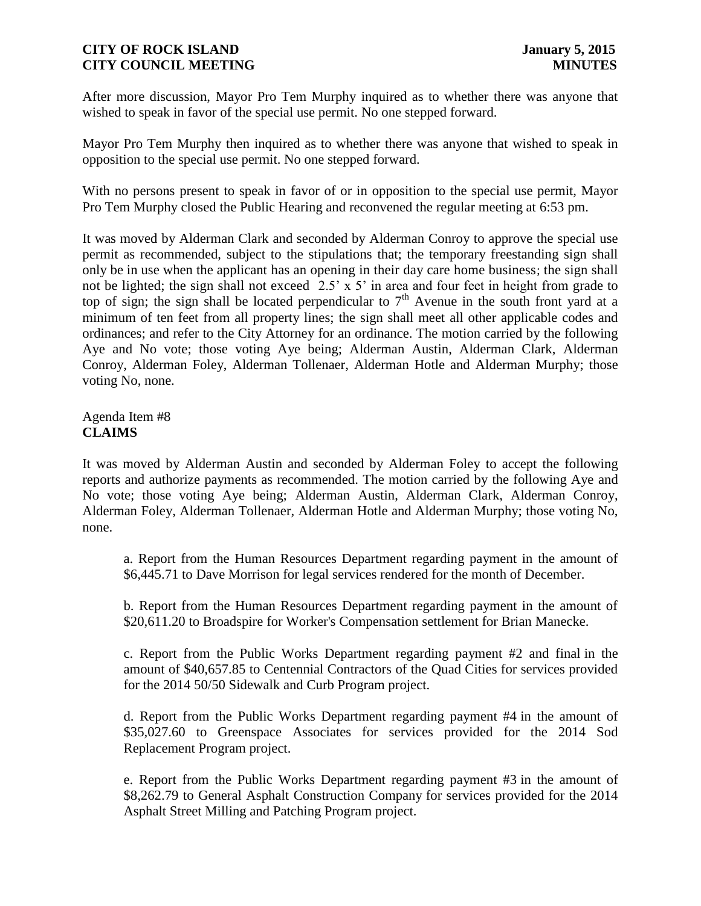After more discussion, Mayor Pro Tem Murphy inquired as to whether there was anyone that wished to speak in favor of the special use permit. No one stepped forward.

Mayor Pro Tem Murphy then inquired as to whether there was anyone that wished to speak in opposition to the special use permit. No one stepped forward.

With no persons present to speak in favor of or in opposition to the special use permit, Mayor Pro Tem Murphy closed the Public Hearing and reconvened the regular meeting at 6:53 pm.

It was moved by Alderman Clark and seconded by Alderman Conroy to approve the special use permit as recommended, subject to the stipulations that; the temporary freestanding sign shall only be in use when the applicant has an opening in their day care home business; the sign shall not be lighted; the sign shall not exceed 2.5' x 5' in area and four feet in height from grade to top of sign; the sign shall be located perpendicular to 7th Avenue in the south front yard at a minimum of ten feet from all property lines; the sign shall meet all other applicable codes and ordinances; and refer to the City Attorney for an ordinance. The motion carried by the following Aye and No vote; those voting Aye being; Alderman Austin, Alderman Clark, Alderman Conroy, Alderman Foley, Alderman Tollenaer, Alderman Hotle and Alderman Murphy; those voting No, none.

Agenda Item #8
**CLAIMS**

It was moved by Alderman Austin and seconded by Alderman Foley to accept the following reports and authorize payments as recommended. The motion carried by the following Aye and No vote; those voting Aye being; Alderman Austin, Alderman Clark, Alderman Conroy, Alderman Foley, Alderman Tollenaer, Alderman Hotle and Alderman Murphy; those voting No, none.

a. Report from the Human Resources Department regarding payment in the amount of $6,445.71 to Dave Morrison for legal services rendered for the month of December.

b. Report from the Human Resources Department regarding payment in the amount of $20,611.20 to Broadspire for Worker's Compensation settlement for Brian Manecke.

c. Report from the Public Works Department regarding payment #2 and final in the amount of $40,657.85 to Centennial Contractors of the Quad Cities for services provided for the 2014 50/50 Sidewalk and Curb Program project.

d. Report from the Public Works Department regarding payment #4 in the amount of $35,027.60 to Greenspace Associates for services provided for the 2014 Sod Replacement Program project.

e. Report from the Public Works Department regarding payment #3 in the amount of $8,262.79 to General Asphalt Construction Company for services provided for the 2014 Asphalt Street Milling and Patching Program project.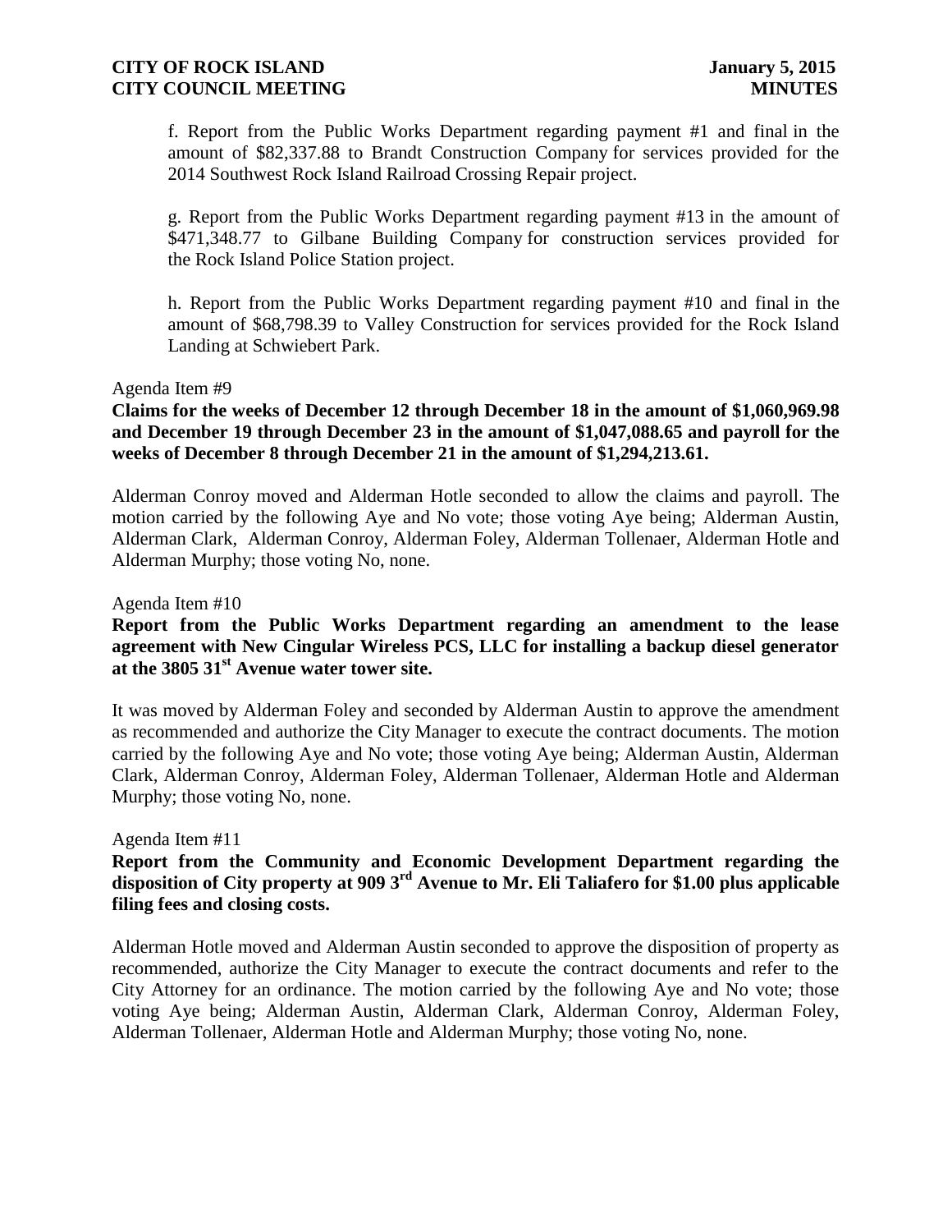f. Report from the Public Works Department regarding payment #1 and final in the amount of $82,337.88 to Brandt Construction Company for services provided for the 2014 Southwest Rock Island Railroad Crossing Repair project.

g. Report from the Public Works Department regarding payment #13 in the amount of $471,348.77 to Gilbane Building Company for construction services provided for the Rock Island Police Station project.

h. Report from the Public Works Department regarding payment #10 and final in the amount of $68,798.39 to Valley Construction for services provided for the Rock Island Landing at Schwiebert Park.

Agenda Item #9

**Claims for the weeks of December 12 through December 18 in the amount of $1,060,969.98 and December 19 through December 23 in the amount of $1,047,088.65 and payroll for the weeks of December 8 through December 21 in the amount of $1,294,213.61.**

Alderman Conroy moved and Alderman Hotle seconded to allow the claims and payroll. The motion carried by the following Aye and No vote; those voting Aye being; Alderman Austin, Alderman Clark, Alderman Conroy, Alderman Foley, Alderman Tollenaer, Alderman Hotle and Alderman Murphy; those voting No, none.

Agenda Item #10

**Report from the Public Works Department regarding an amendment to the lease agreement with New Cingular Wireless PCS, LLC for installing a backup diesel generator at the 3805 31st Avenue water tower site.**

It was moved by Alderman Foley and seconded by Alderman Austin to approve the amendment as recommended and authorize the City Manager to execute the contract documents. The motion carried by the following Aye and No vote; those voting Aye being; Alderman Austin, Alderman Clark, Alderman Conroy, Alderman Foley, Alderman Tollenaer, Alderman Hotle and Alderman Murphy; those voting No, none.

Agenda Item #11

**Report from the Community and Economic Development Department regarding the disposition of City property at 909 3rd Avenue to Mr. Eli Taliafero for $1.00 plus applicable filing fees and closing costs.**

Alderman Hotle moved and Alderman Austin seconded to approve the disposition of property as recommended, authorize the City Manager to execute the contract documents and refer to the City Attorney for an ordinance. The motion carried by the following Aye and No vote; those voting Aye being; Alderman Austin, Alderman Clark, Alderman Conroy, Alderman Foley, Alderman Tollenaer, Alderman Hotle and Alderman Murphy; those voting No, none.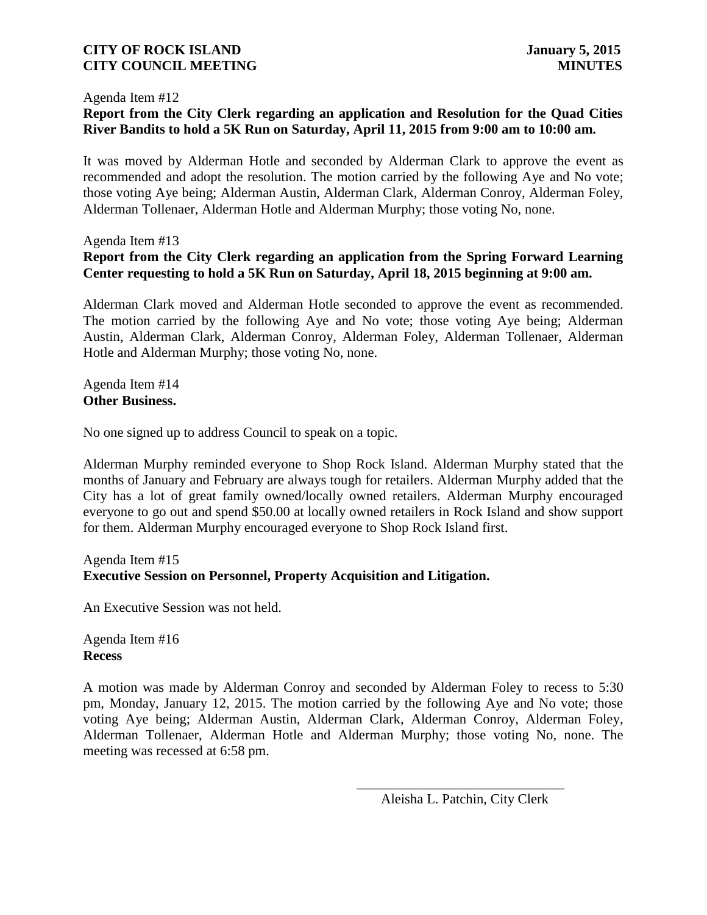Agenda Item #12

**Report from the City Clerk regarding an application and Resolution for the Quad Cities River Bandits to hold a 5K Run on Saturday, April 11, 2015 from 9:00 am to 10:00 am.**

It was moved by Alderman Hotle and seconded by Alderman Clark to approve the event as recommended and adopt the resolution. The motion carried by the following Aye and No vote; those voting Aye being; Alderman Austin, Alderman Clark, Alderman Conroy, Alderman Foley, Alderman Tollenaer, Alderman Hotle and Alderman Murphy; those voting No, none.

Agenda Item #13

**Report from the City Clerk regarding an application from the Spring Forward Learning Center requesting to hold a 5K Run on Saturday, April 18, 2015 beginning at 9:00 am.**

Alderman Clark moved and Alderman Hotle seconded to approve the event as recommended. The motion carried by the following Aye and No vote; those voting Aye being; Alderman Austin, Alderman Clark, Alderman Conroy, Alderman Foley, Alderman Tollenaer, Alderman Hotle and Alderman Murphy; those voting No, none.

Agenda Item #14

**Other Business.**

No one signed up to address Council to speak on a topic.

Alderman Murphy reminded everyone to Shop Rock Island. Alderman Murphy stated that the months of January and February are always tough for retailers. Alderman Murphy added that the City has a lot of great family owned/locally owned retailers. Alderman Murphy encouraged everyone to go out and spend $50.00 at locally owned retailers in Rock Island and show support for them. Alderman Murphy encouraged everyone to Shop Rock Island first.

Agenda Item #15

**Executive Session on Personnel, Property Acquisition and Litigation.**

An Executive Session was not held.

Agenda Item #16

**Recess**

A motion was made by Alderman Conroy and seconded by Alderman Foley to recess to 5:30 pm, Monday, January 12, 2015. The motion carried by the following Aye and No vote; those voting Aye being; Alderman Austin, Alderman Clark, Alderman Conroy, Alderman Foley, Alderman Tollenaer, Alderman Hotle and Alderman Murphy; those voting No, none. The meeting was recessed at 6:58 pm.

\_\_\_\_\_\_\_\_\_\_\_\_\_\_\_\_\_\_\_\_\_\_\_\_\_\_\_\_\_\_

Aleisha L. Patchin, City Clerk